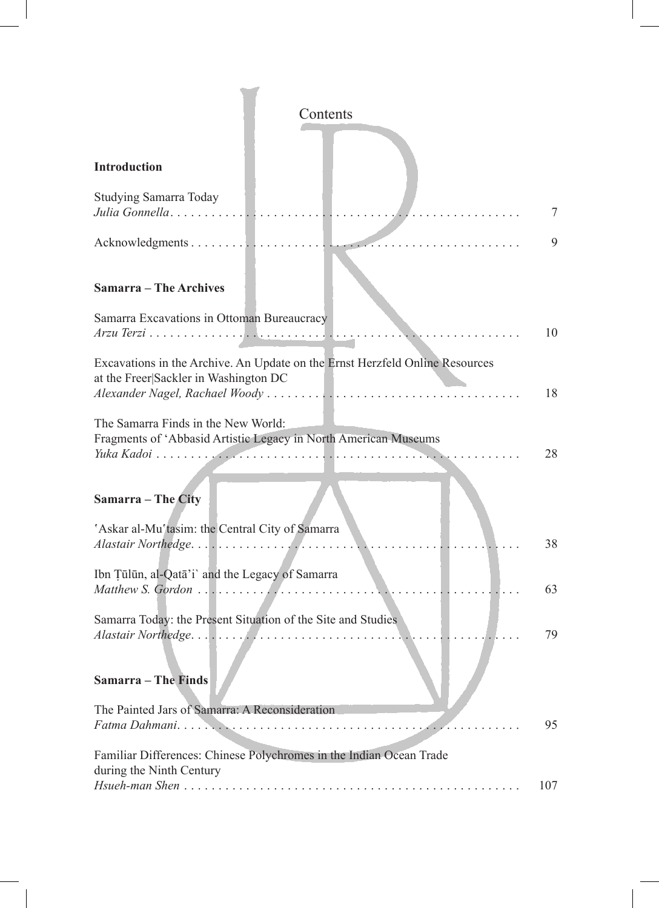# Contents

## Introduction

Studying Samarra Today
*Julia Gonnella* . . . . . . . . . . . . . . . . . . . . . . . . . . . . . . . . . . . . . . . . . . . . . . . . . . 7

Acknowledgments . . . . . . . . . . . . . . . . . . . . . . . . . . . . . . . . . . . . . . . . . . . . . . . . . 9

## Samarra – The Archives

Samarra Excavations in Ottoman Bureaucracy
*Arzu Terzi* . . . . . . . . . . . . . . . . . . . . . . . . . . . . . . . . . . . . . . . . . . . . . . . . . . . . 10

Excavations in the Archive. An Update on the Ernst Herzfeld Online Resources at the Freer|Sackler in Washington DC
*Alexander Nagel, Rachael Woody* . . . . . . . . . . . . . . . . . . . . . . . . . . . . . . . . . . . . 18

The Samarra Finds in the New World:
Fragments of ʿAbbasid Artistic Legacy in North American Museums
*Yuka Kadoi* . . . . . . . . . . . . . . . . . . . . . . . . . . . . . . . . . . . . . . . . . . . . . . . . . . . 28

## Samarra – The City

ʿAskar al-Muʿtasim: the Central City of Samarra
*Alastair Northedge* . . . . . . . . . . . . . . . . . . . . . . . . . . . . . . . . . . . . . . . . . . . . . . . 38

Ibn Ṭūlūn, al-Qatā'i` and the Legacy of Samarra
*Matthew S. Gordon* . . . . . . . . . . . . . . . . . . . . . . . . . . . . . . . . . . . . . . . . . . . . . . . 63

Samarra Today: the Present Situation of the Site and Studies
*Alastair Northedge* . . . . . . . . . . . . . . . . . . . . . . . . . . . . . . . . . . . . . . . . . . . . . . . 79

## Samarra – The Finds

The Painted Jars of Samarra: A Reconsideration
*Fatma Dahmani* . . . . . . . . . . . . . . . . . . . . . . . . . . . . . . . . . . . . . . . . . . . . . . . . . 95

Familiar Differences: Chinese Polychromes in the Indian Ocean Trade during the Ninth Century
*Hsueh-man Shen* . . . . . . . . . . . . . . . . . . . . . . . . . . . . . . . . . . . . . . . . . . . . . . . . 107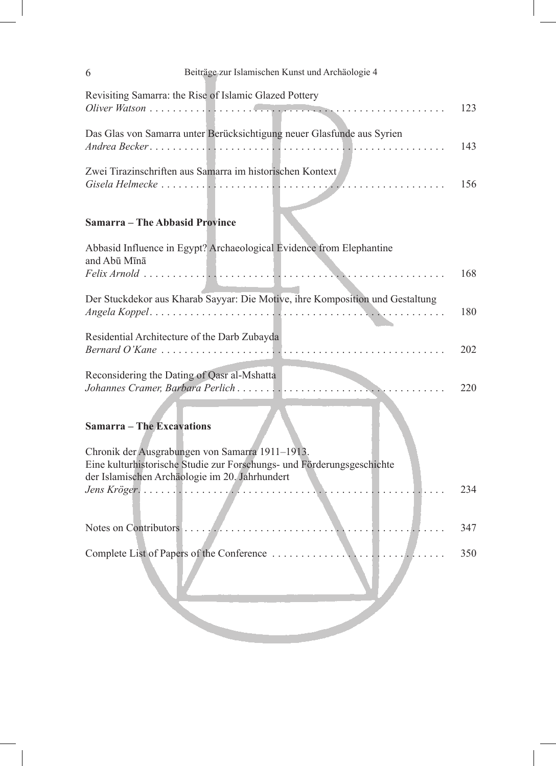Revisiting Samarra: the Rise of Islamic Glazed Pottery
*Oliver Watson* . . . . . . . . . . . . . . . . . . . . . . . . . . . . . . . . . . . . . . . . . . . . . . . . . . 123

Das Glas von Samarra unter Berücksichtigung neuer Glasfunde aus Syrien
*Andrea Becker* . . . . . . . . . . . . . . . . . . . . . . . . . . . . . . . . . . . . . . . . . . . . . . . . . 143

Zwei Tirazinschriften aus Samarra im historischen Kontext
*Gisela Helmecke* . . . . . . . . . . . . . . . . . . . . . . . . . . . . . . . . . . . . . . . . . . . . . . . . 156

**Samarra – The Abbasid Province**

Abbasid Influence in Egypt? Archaeological Evidence from Elephantine and Abū Mīnā
*Felix Arnold* . . . . . . . . . . . . . . . . . . . . . . . . . . . . . . . . . . . . . . . . . . . . . . . . . . 168

Der Stuckdekor aus Kharab Sayyar: Die Motive, ihre Komposition und Gestaltung
*Angela Koppel* . . . . . . . . . . . . . . . . . . . . . . . . . . . . . . . . . . . . . . . . . . . . . . . . . 180

Residential Architecture of the Darb Zubayda
*Bernard O'Kane* . . . . . . . . . . . . . . . . . . . . . . . . . . . . . . . . . . . . . . . . . . . . . . . . 202

Reconsidering the Dating of Qasr al-Mshatta
*Johannes Cramer, Barbara Perlich* . . . . . . . . . . . . . . . . . . . . . . . . . . . . . . . . . . . 220

**Samarra – The Excavations**

Chronik der Ausgrabungen von Samarra 1911–1913.
Eine kulturhistorische Studie zur Forschungs- und Förderungsgeschichte der Islamischen Archäologie im 20. Jahrhundert
*Jens Kröger* . . . . . . . . . . . . . . . . . . . . . . . . . . . . . . . . . . . . . . . . . . . . . . . . . . . 234

Notes on Contributors . . . . . . . . . . . . . . . . . . . . . . . . . . . . . . . . . . . . . . . . . . . . . 347

Complete List of Papers of the Conference . . . . . . . . . . . . . . . . . . . . . . . . . . . . . 350